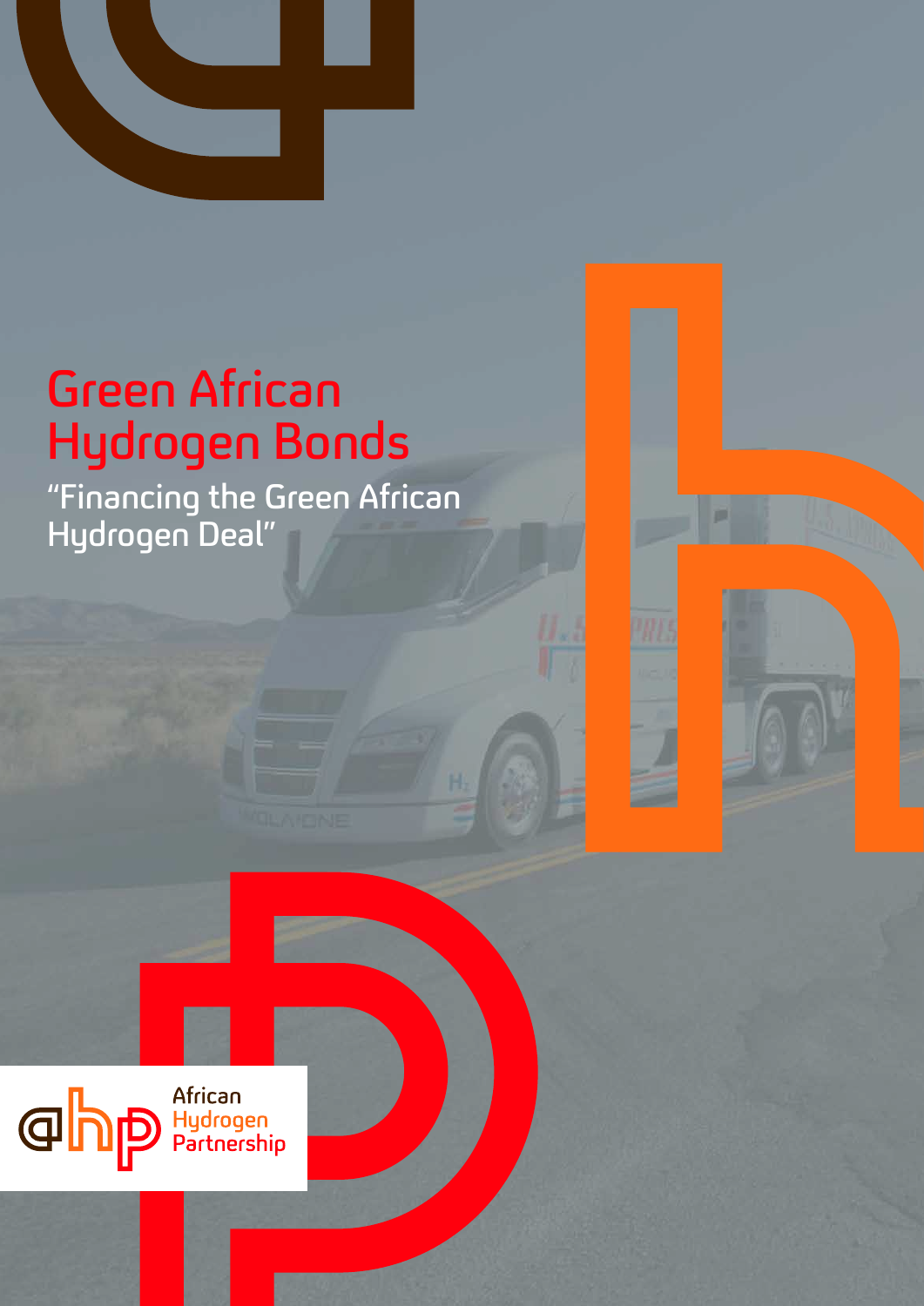# Green African Hydrogen Bonds

"Financing the Green African Hydrogen Deal"

African Hydrogen Partnership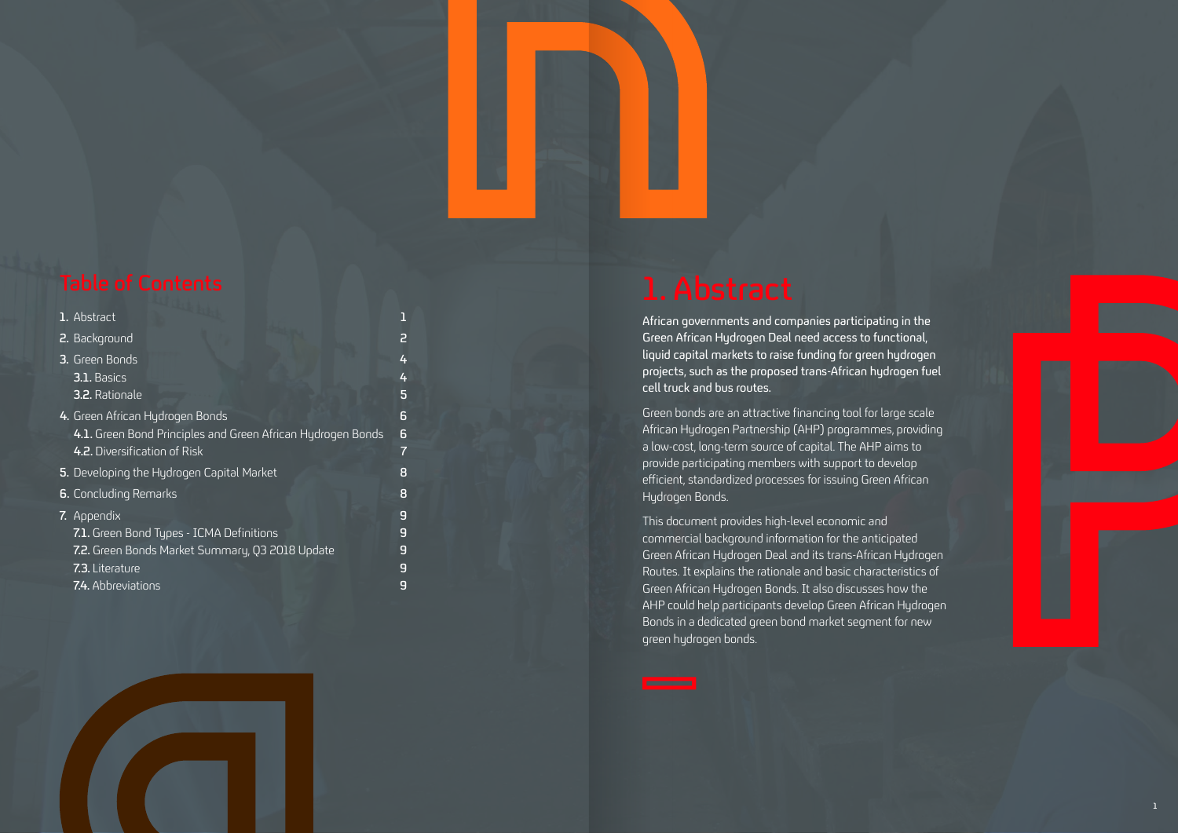## Table of Contents

| | |
|---|---|
| **1.** Abstract | 1 |
| **2.** Background | 2 |
| **3.** Green Bonds | 4 |
| **3.1.** Basics | 4 |
| **3.2.** Rationale | 5 |
| **4.** Green African Hydrogen Bonds | 6 |
| **4.1.** Green Bond Principles and Green African Hydrogen Bonds | 6 |
| **4.2.** Diversification of Risk | 7 |
| **5.** Developing the Hydrogen Capital Market | 8 |
| **6.** Concluding Remarks | 8 |
| **7.** Appendix | 9 |
| **7.1.** Green Bond Types - ICMA Definitions | 9 |
| **7.2.** Green Bonds Market Summary, Q3 2018 Update | 9 |
| **7.3.** Literature | 9 |
| **7.4.** Abbreviations | 9 |

# 1. Abstract

African governments and companies participating in the Green African Hydrogen Deal need access to functional, liquid capital markets to raise funding for green hydrogen projects, such as the proposed trans-African hydrogen fuel cell truck and bus routes.

Green bonds are an attractive financing tool for large scale African Hydrogen Partnership (AHP) programmes, providing a low-cost, long-term source of capital. The AHP aims to provide participating members with support to develop efficient, standardized processes for issuing Green African Hydrogen Bonds.

This document provides high-level economic and commercial background information for the anticipated Green African Hydrogen Deal and its trans-African Hydrogen Routes. It explains the rationale and basic characteristics of Green African Hydrogen Bonds. It also discusses how the AHP could help participants develop Green African Hydrogen Bonds in a dedicated green bond market segment for new green hydrogen bonds.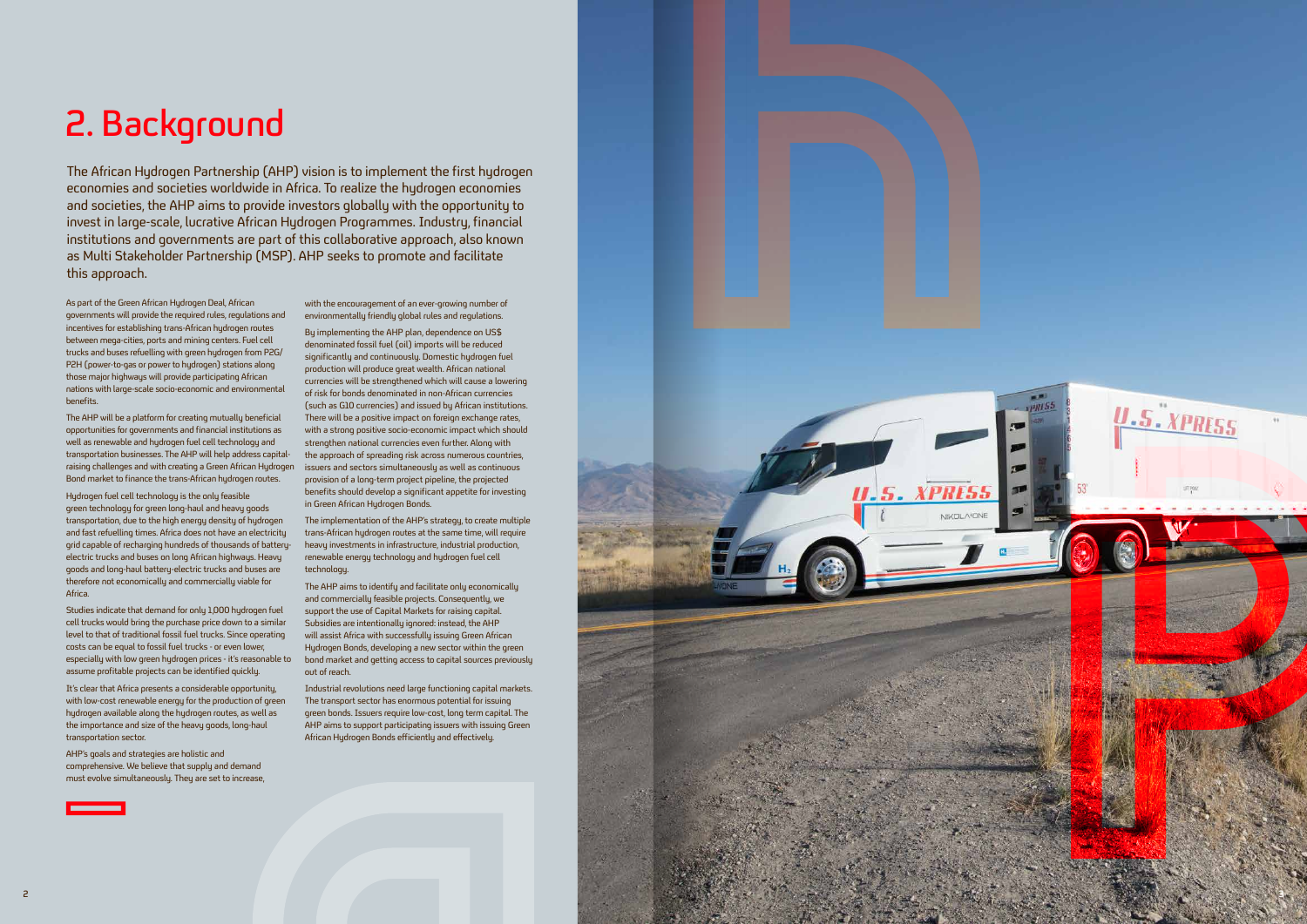# 2. Background

The African Hydrogen Partnership (AHP) vision is to implement the first hydrogen economies and societies worldwide in Africa. To realize the hydrogen economies and societies, the AHP aims to provide investors globally with the opportunity to invest in large-scale, lucrative African Hydrogen Programmes. Industry, financial institutions and governments are part of this collaborative approach, also known as Multi Stakeholder Partnership (MSP). AHP seeks to promote and facilitate this approach.

As part of the Green African Hydrogen Deal, African governments will provide the required rules, regulations and incentives for establishing trans-African hydrogen routes between mega-cities, ports and mining centers. Fuel cell trucks and buses refuelling with green hydrogen from P2G/P2H (power-to-gas or power to hydrogen) stations along those major highways will provide participating African nations with large-scale socio-economic and environmental benefits.

The AHP will be a platform for creating mutually beneficial opportunities for governments and financial institutions as well as renewable and hydrogen fuel cell technology and transportation businesses. The AHP will help address capital-raising challenges and with creating a Green African Hydrogen Bond market to finance the trans-African hydrogen routes.

Hydrogen fuel cell technology is the only feasible green technology for green long-haul and heavy goods transportation, due to the high energy density of hydrogen and fast refuelling times. Africa does not have an electricity grid capable of recharging hundreds of thousands of battery-electric trucks and buses on long African highways. Heavy goods and long-haul battery-electric trucks and buses are therefore not economically and commercially viable for Africa.

Studies indicate that demand for only 1,000 hydrogen fuel cell trucks would bring the purchase price down to a similar level to that of traditional fossil fuel trucks. Since operating costs can be equal to fossil fuel trucks - or even lower, especially with low green hydrogen prices - it's reasonable to assume profitable projects can be identified quickly.

It's clear that Africa presents a considerable opportunity, with low-cost renewable energy for the production of green hydrogen available along the hydrogen routes, as well as the importance and size of the heavy goods, long-haul transportation sector.

AHP's goals and strategies are holistic and comprehensive. We believe that supply and demand must evolve simultaneously. They are set to increase, with the encouragement of an ever-growing number of environmentally friendly global rules and regulations.

By implementing the AHP plan, dependence on US$ denominated fossil fuel (oil) imports will be reduced significantly and continuously. Domestic hydrogen fuel production will produce great wealth. African national currencies will be strengthened which will cause a lowering of risk for bonds denominated in non-African currencies (such as G10 currencies) and issued by African institutions. There will be a positive impact on foreign exchange rates, with a strong positive socio-economic impact which should strengthen national currencies even further. Along with the approach of spreading risk across numerous countries, issuers and sectors simultaneously as well as continuous provision of a long-term project pipeline, the projected benefits should develop a significant appetite for investing in Green African Hydrogen Bonds.

The implementation of the AHP's strategy, to create multiple trans-African hydrogen routes at the same time, will require heavy investments in infrastructure, industrial production, renewable energy technology and hydrogen fuel cell technology.

The AHP aims to identify and facilitate only economically and commercially feasible projects. Consequently, we support the use of Capital Markets for raising capital. Subsidies are intentionally ignored: instead, the AHP will assist Africa with successfully issuing Green African Hydrogen Bonds, developing a new sector within the green bond market and getting access to capital sources previously out of reach.

Industrial revolutions need large functioning capital markets. The transport sector has enormous potential for issuing green bonds. Issuers require low-cost, long term capital. The AHP aims to support participating issuers with issuing Green African Hydrogen Bonds efficiently and effectively.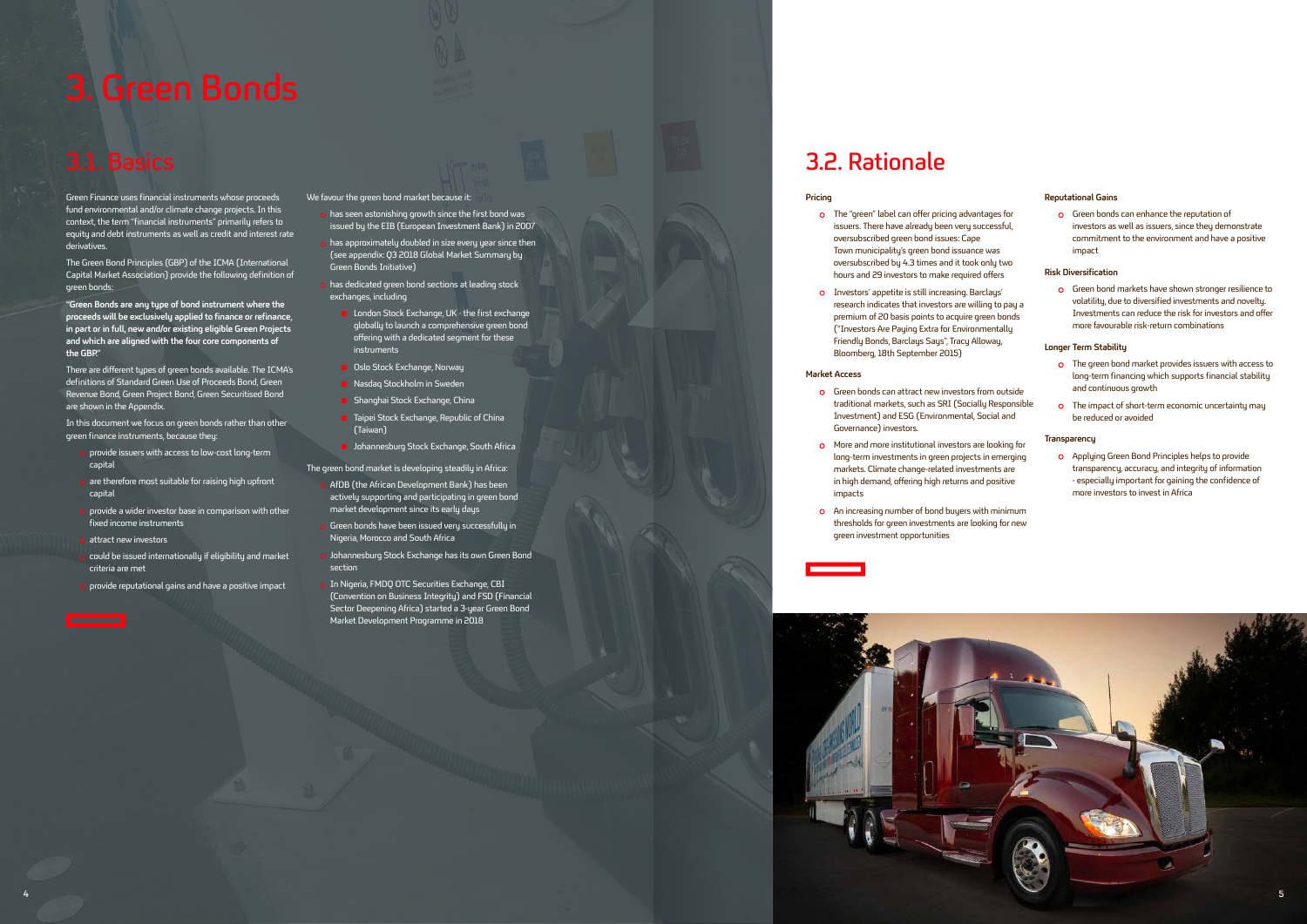# 3. Green Bonds

## 3.1. Basics

Green Finance uses financial instruments whose proceeds fund environmental and/or climate change projects. In this context, the term "financial instruments" primarily refers to equity and debt instruments as well as credit and interest rate derivatives.

The Green Bond Principles (GBP) of the ICMA (International Capital Market Association) provide the following definition of green bonds:

**"Green Bonds are any type of bond instrument where the proceeds will be exclusively applied to finance or refinance, in part or in full, new and/or existing eligible Green Projects and which are aligned with the four core components of the GBP."**

There are different types of green bonds available. The ICMA's definitions of Standard Green Use of Proceeds Bond, Green Revenue Bond, Green Project Bond, Green Securitised Bond are shown in the Appendix.

In this document we focus on green bonds rather than other green finance instruments, because they:

- provide issuers with access to low-cost long-term capital
- are therefore most suitable for raising high upfront capital
- provide a wider investor base in comparison with other fixed income instruments
- attract new investors
- could be issued internationally if eligibility and market criteria are met
- provide reputational gains and have a positive impact

We favour the green bond market because it:

- has seen astonishing growth since the first bond was issued by the EIB (European Investment Bank) in 2007
- has approximately doubled in size every year since then (see appendix: Q3 2018 Global Market Summary by Green Bonds Initiative)
- has dedicated green bond sections at leading stock exchanges, including
  - London Stock Exchange, UK - the first exchange globally to launch a comprehensive green bond offering with a dedicated segment for these instruments
  - Oslo Stock Exchange, Norway
  - Nasdaq Stockholm in Sweden
  - Shanghai Stock Exchange, China
  - Taipei Stock Exchange, Republic of China (Taiwan)
  - Johannesburg Stock Exchange, South Africa

The green bond market is developing steadily in Africa:

- AfDB (the African Development Bank) has been actively supporting and participating in green bond market development since its early days
- Green bonds have been issued very successfully in Nigeria, Morocco and South Africa
- Johannesburg Stock Exchange has its own Green Bond section
- In Nigeria, FMDQ OTC Securities Exchange, CBI (Convention on Business Integrity) and FSD (Financial Sector Deepening Africa) started a 3-year Green Bond Market Development Programme in 2018

## 3.2. Rationale

**Pricing**

- The "green" label can offer pricing advantages for issuers. There have already been very successful, oversubscribed green bond issues: Cape Town municipality's green bond issuance was oversubscribed by 4.3 times and it took only two hours and 29 investors to make required offers
- Investors' appetite is still increasing. Barclays' research indicates that investors are willing to pay a premium of 20 basis points to acquire green bonds ("Investors Are Paying Extra for Environmentally Friendly Bonds, Barclays Says", Tracy Alloway, Bloomberg, 18th September 2015)

**Market Access**

- Green bonds can attract new investors from outside traditional markets, such as SRI (Socially Responsible Investment) and ESG (Environmental, Social and Governance) investors.
- More and more institutional investors are looking for long-term investments in green projects in emerging markets. Climate change-related investments are in high demand, offering high returns and positive impacts
- An increasing number of bond buyers with minimum thresholds for green investments are looking for new green investment opportunities

**Reputational Gains**

- Green bonds can enhance the reputation of investors as well as issuers, since they demonstrate commitment to the environment and have a positive impact

**Risk Diversification**

- Green bond markets have shown stronger resilience to volatility, due to diversified investments and novelty. Investments can reduce the risk for investors and offer more favourable risk-return combinations

**Longer Term Stability**

- The green bond market provides issuers with access to long-term financing which supports financial stability and continuous growth
- The impact of short-term economic uncertainty may be reduced or avoided

**Transparency**

- Applying Green Bond Principles helps to provide transparency, accuracy, and integrity of information - especially important for gaining the confidence of more investors to invest in Africa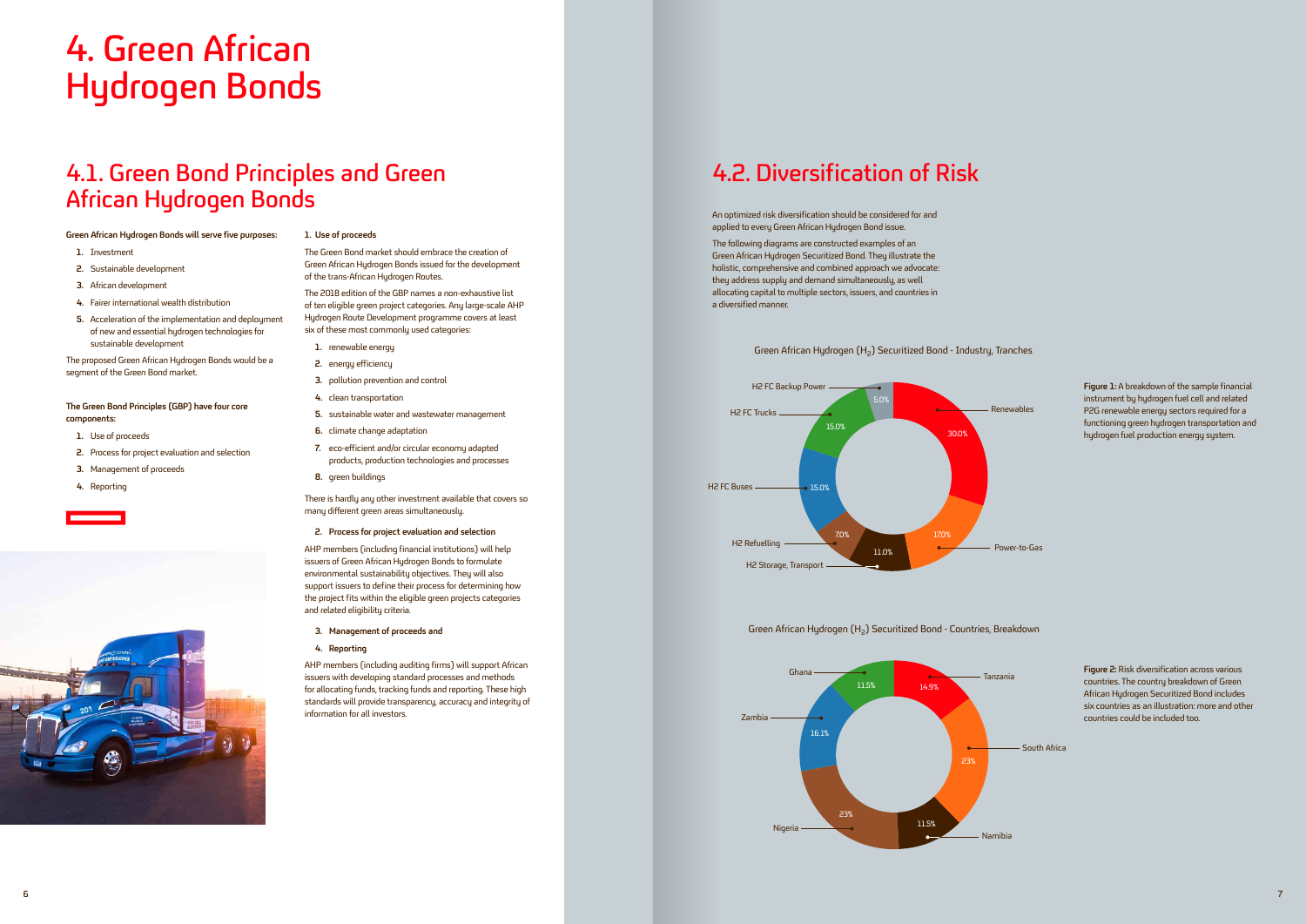# 4. Green African Hydrogen Bonds

## 4.1. Green Bond Principles and Green African Hydrogen Bonds

**Green African Hydrogen Bonds will serve five purposes:**

1. Investment
2. Sustainable development
3. African development
4. Fairer international wealth distribution
5. Acceleration of the implementation and deployment of new and essential hydrogen technologies for sustainable development

The proposed Green African Hydrogen Bonds would be a segment of the Green Bond market.

**The Green Bond Principles (GBP) have four core components:**

1. Use of proceeds
2. Process for project evaluation and selection
3. Management of proceeds
4. Reporting

**1. Use of proceeds**

The Green Bond market should embrace the creation of Green African Hydrogen Bonds issued for the development of the trans-African Hydrogen Routes.

The 2018 edition of the GBP names a non-exhaustive list of ten eligible green project categories. Any large-scale AHP Hydrogen Route Development programme covers at least six of these most commonly used categories:

1. renewable energy
2. energy efficiency
3. pollution prevention and control
4. clean transportation
5. sustainable water and wastewater management
6. climate change adaptation
7. eco-efficient and/or circular economy adapted products, production technologies and processes
8. green buildings

There is hardly any other investment available that covers so many different green areas simultaneously.

**2. Process for project evaluation and selection**

AHP members (including financial institutions) will help issuers of Green African Hydrogen Bonds to formulate environmental sustainability objectives. They will also support issuers to define their process for determining how the project fits within the eligible green projects categories and related eligibility criteria.

**3. Management of proceeds and**

**4. Reporting**

AHP members (including auditing firms) will support African issuers with developing standard processes and methods for allocating funds, tracking funds and reporting. These high standards will provide transparency, accuracy and integrity of information for all investors.

## 4.2. Diversification of Risk

An optimized risk diversification should be considered for and applied to every Green African Hydrogen Bond issue.

The following diagrams are constructed examples of an Green African Hydrogen Securitized Bond. They illustrate the holistic, comprehensive and combined approach we advocate: they address supply and demand simultaneously, as well allocating capital to multiple sectors, issuers, and countries in a diversified manner.

Green African Hydrogen ($H_2$) Securitized Bond - Industry, Tranches

| Sector | Share |
|---|---|
| Renewables | 30.0% |
| Power-to-Gas | 17.0% |
| H2 Storage, Transport | 11.0% |
| H2 Refuelling | 7.0% |
| H2 FC Buses | 15.0% |
| H2 FC Trucks | 15.0% |
| H2 FC Backup Power | 5.0% |

**Figure 1:** A breakdown of the sample financial instrument by hydrogen fuel cell and related P2G renewable energy sectors required for a functioning green hydrogen transportation and hydrogen fuel production energy system.

Green African Hydrogen ($H_2$) Securitized Bond - Countries, Breakdown

| Country | Share |
|---|---|
| Tanzania | 14.9% |
| South Africa | 23% |
| Namibia | 11.5% |
| Nigeria | 23% |
| Zambia | 16.1% |
| Ghana | 11.5% |

**Figure 2:** Risk diversification across various countries. The country breakdown of Green African Hydrogen Securitized Bond includes six countries as an illustration; more and other countries could be included too.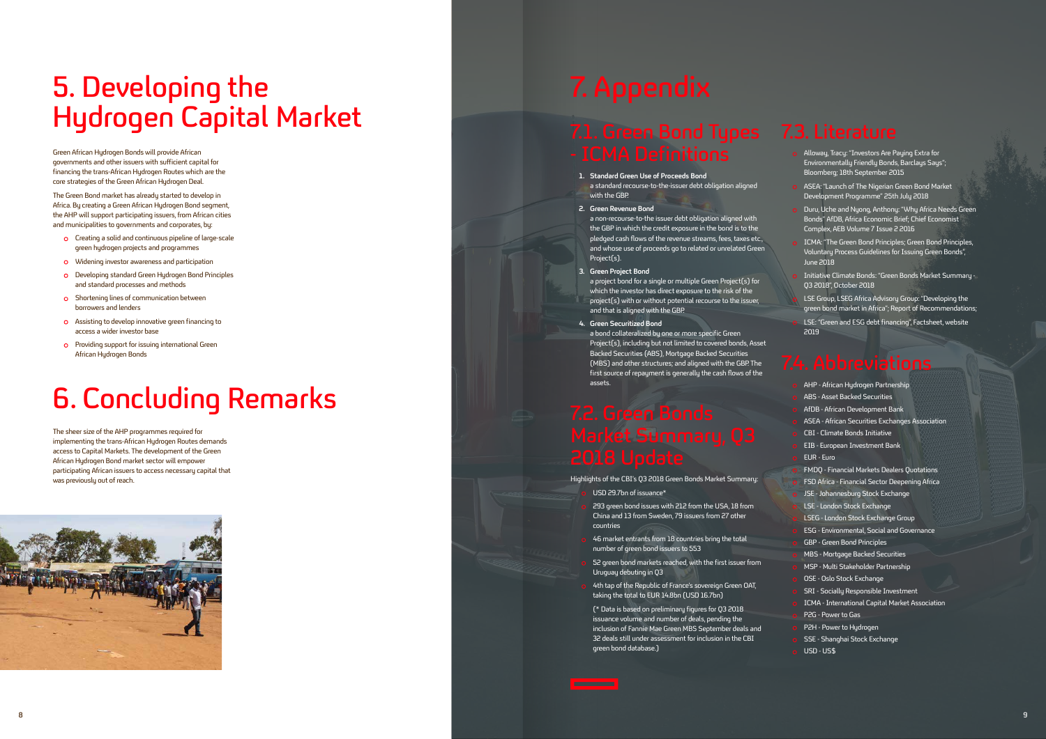# 5. Developing the Hydrogen Capital Market

Green African Hydrogen Bonds will provide African governments and other issuers with sufficient capital for financing the trans-African Hydrogen Routes which are the core strategies of the Green African Hydrogen Deal.

The Green Bond market has already started to develop in Africa. By creating a Green African Hydrogen Bond segment, the AHP will support participating issuers, from African cities and municipalities to governments and corporates, by:

- Creating a solid and continuous pipeline of large-scale green hydrogen projects and programmes
- Widening investor awareness and participation
- Developing standard Green Hydrogen Bond Principles and standard processes and methods
- Shortening lines of communication between borrowers and lenders
- Assisting to develop innovative green financing to access a wider investor base
- Providing support for issuing international Green African Hydrogen Bonds

# 6. Concluding Remarks

The sheer size of the AHP programmes required for implementing the trans-African Hydrogen Routes demands access to Capital Markets. The development of the Green African Hydrogen Bond market sector will empower participating African issuers to access necessary capital that was previously out of reach.

# 7. Appendix

## 7.1. Green Bond Types - ICMA Definitions

1. **Standard Green Use of Proceeds Bond**
   a standard recourse-to-the-issuer debt obligation aligned with the GBP.
2. **Green Revenue Bond**
   a non-recourse-to-the-issuer debt obligation aligned with the GBP in which the credit exposure in the bond is to the pledged cash flows of the revenue streams, fees, taxes etc., and whose use of proceeds go to related or unrelated Green Project(s).
3. **Green Project Bond**
   a project bond for a single or multiple Green Project(s) for which the investor has direct exposure to the risk of the project(s) with or without potential recourse to the issuer, and that is aligned with the GBP.
4. **Green Securitized Bond**
   a bond collateralized by one or more specific Green Project(s), including but not limited to covered bonds, Asset Backed Securities (ABS), Mortgage Backed Securities (MBS) and other structures; and aligned with the GBP. The first source of repayment is generally the cash flows of the assets.

## 7.2. Green Bonds Market Summary, Q3 2018 Update

Highlights of the CBI's Q3 2018 Green Bonds Market Summary:

- USD 29.7bn of issuance*
- 293 green bond issues with 212 from the USA, 18 from China and 13 from Sweden, 79 issuers from 27 other countries
- 46 market entrants from 18 countries bring the total number of green bond issuers to 553
- 52 green bond markets reached, with the first issuer from Uruguay debuting in Q3
- 4th tap of the Republic of France's sovereign Green OAT, taking the total to EUR 14.8bn (USD 16.7bn)

  (* Data is based on preliminary figures for Q3 2018 issuance volume and number of deals, pending the inclusion of Fannie Mae Green MBS September deals and 32 deals still under assessment for inclusion in the CBI green bond database.)

## 7.3. Literature

- Alloway, Tracy: "Investors Are Paying Extra for Environmentally Friendly Bonds, Barclays Says"; Bloomberg; 18th September 2015
- ASEA: "Launch of The Nigerian Green Bond Market Development Programme" 25th July 2018
- Duru, Uche and Nyong, Anthony: "Why Africa Needs Green Bonds" AfDB, Africa Economic Brief; Chief Economist Complex, AEB Volume 7 Issue 2 2016
- ICMA: "The Green Bond Principles; Green Bond Principles, Voluntary Process Guidelines for Issuing Green Bonds", June 2018
- Initiative Climate Bonds: "Green Bonds Market Summary - Q3 2018", October 2018
- LSE Group, LSEG Africa Advisory Group: "Developing the green bond market in Africa"; Report of Recommendations;
- LSE: "Green and ESG debt financing", Factsheet, website 2019

## 7.4. Abbreviations

- AHP - African Hydrogen Partnership
- ABS - Asset Backed Securities
- AfDB - African Development Bank
- ASEA - African Securities Exchanges Association
- CBI - Climate Bonds Initiative
- EIB - European Investment Bank
- EUR - Euro
- FMDQ - Financial Markets Dealers Quotations
- FSD Africa - Financial Sector Deepening Africa
- JSE - Johannesburg Stock Exchange
- LSE - London Stock Exchange
- LSEG - London Stock Exchange Group
- ESG - Environmental, Social and Governance
- GBP - Green Bond Principles
- MBS - Mortgage Backed Securities
- MSP - Multi Stakeholder Partnership
- OSE - Oslo Stock Exchange
- SRI - Socially Responsible Investment
- ICMA - International Capital Market Association
- P2G - Power to Gas
- P2H - Power to Hydrogen
- SSE - Shanghai Stock Exchange
- USD - US$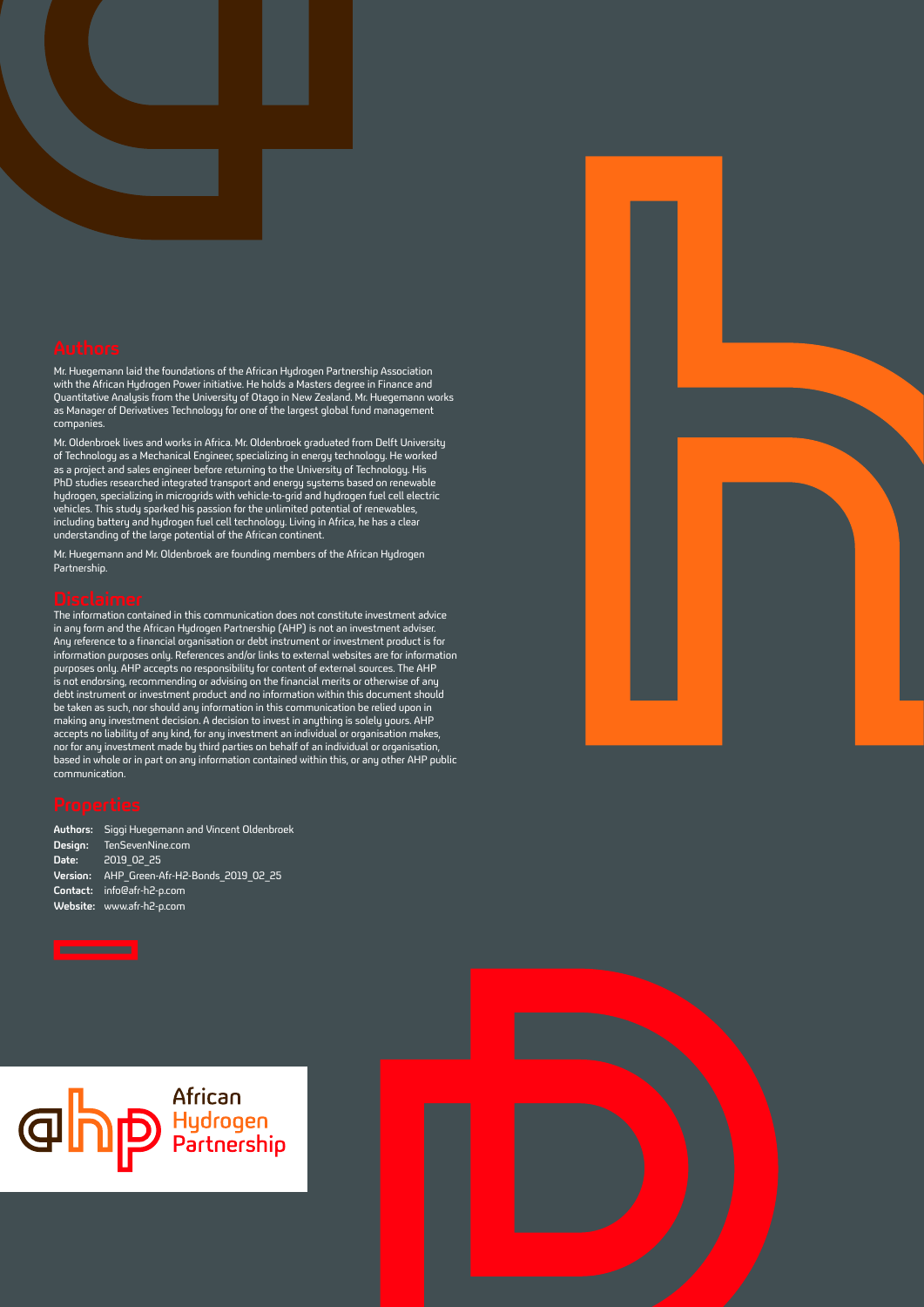## Authors

Mr. Huegemann laid the foundations of the African Hydrogen Partnership Association with the African Hydrogen Power initiative. He holds a Masters degree in Finance and Quantitative Analysis from the University of Otago in New Zealand. Mr. Huegemann works as Manager of Derivatives Technology for one of the largest global fund management companies.

Mr. Oldenbroek lives and works in Africa. Mr. Oldenbroek graduated from Delft University of Technology as a Mechanical Engineer, specializing in energy technology. He worked as a project and sales engineer before returning to the University of Technology. His PhD studies researched integrated transport and energy systems based on renewable hydrogen, specializing in microgrids with vehicle-to-grid and hydrogen fuel cell electric vehicles. This study sparked his passion for the unlimited potential of renewables, including battery and hydrogen fuel cell technology. Living in Africa, he has a clear understanding of the large potential of the African continent.

Mr. Huegemann and Mr. Oldenbroek are founding members of the African Hydrogen Partnership.

## Disclaimer

The information contained in this communication does not constitute investment advice in any form and the African Hydrogen Partnership (AHP) is not an investment adviser. Any reference to a financial organisation or debt instrument or investment product is for information purposes only. References and/or links to external websites are for information purposes only. AHP accepts no responsibility for content of external sources. The AHP is not endorsing, recommending or advising on the financial merits or otherwise of any debt instrument or investment product and no information within this document should be taken as such, nor should any information in this communication be relied upon in making any investment decision. A decision to invest in anything is solely yours. AHP accepts no liability of any kind, for any investment an individual or organisation makes, nor for any investment made by third parties on behalf of an individual or organisation, based in whole or in part on any information contained within this, or any other AHP public communication.

## Properties

**Authors:** Siggi Huegemann and Vincent Oldenbroek
**Design:** TenSevenNine.com
**Date:** 2019_02_25
**Version:** AHP_Green-Afr-H2-Bonds_2019_02_25
**Contact:** info@afr-h2-p.com
**Website:** www.afr-h2-p.com

African Hydrogen Partnership